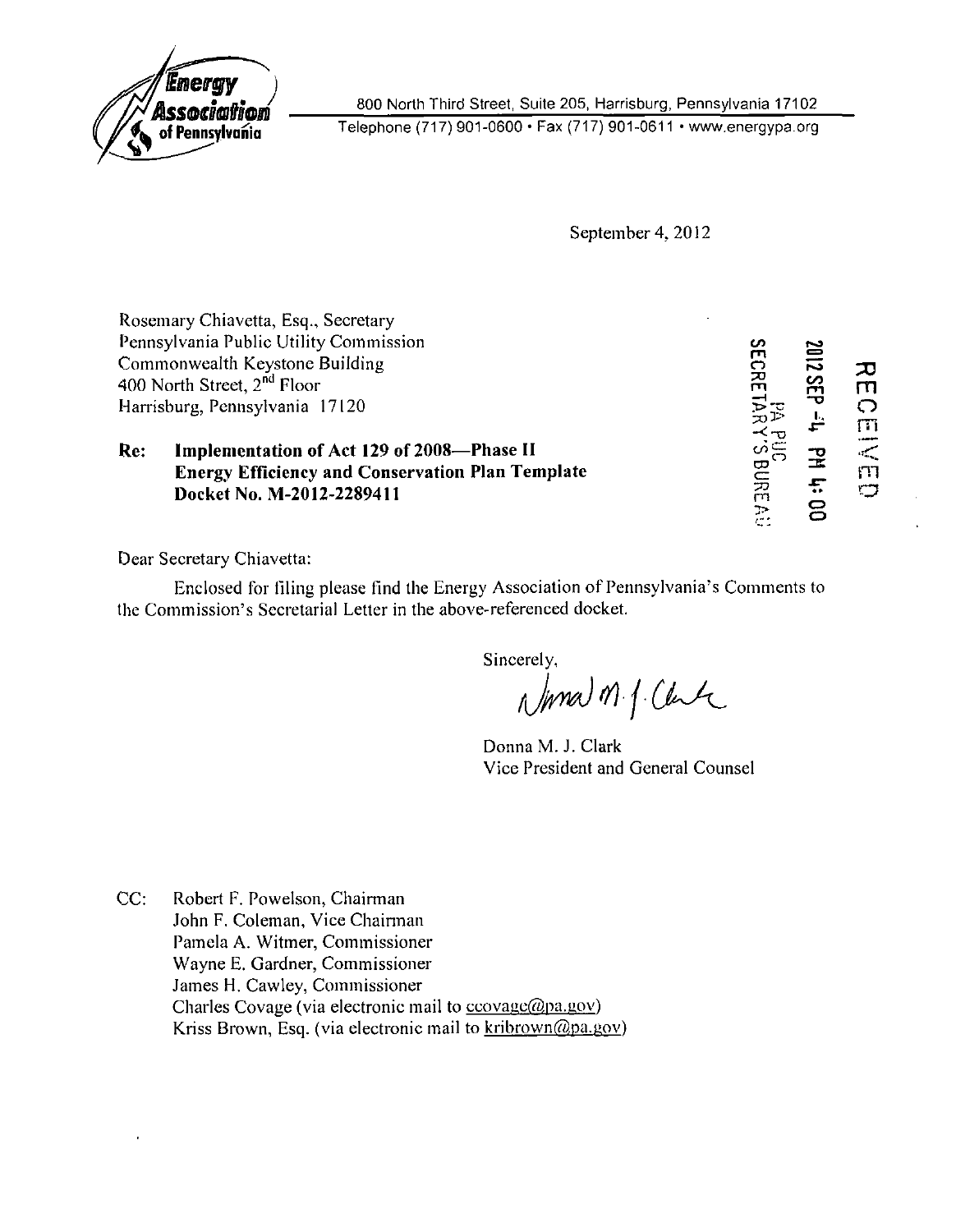Energy Association of Pennsylvania

800 North Third Street, Suite 205, Harrisburg, Pennsylvania 17102
Telephone (717) 901-0600 • Fax (717) 901-0611 • www.energypa.org

September 4, 2012

RECEIVED
2012 SEP -4 PM 4:00
PA PUC
SECRETARY'S BUREAU

Rosemary Chiavetta, Esq., Secretary
Pennsylvania Public Utility Commission
Commonwealth Keystone Building
400 North Street, 2nd Floor
Harrisburg, Pennsylvania 17120

**Re: Implementation of Act 129 of 2008—Phase II Energy Efficiency and Conservation Plan Template Docket No. M-2012-2289411**

Dear Secretary Chiavetta:

Enclosed for filing please find the Energy Association of Pennsylvania's Comments to the Commission's Secretarial Letter in the above-referenced docket.

Sincerely,

Donna M. J. Clark
Vice President and General Counsel

CC: Robert F. Powelson, Chairman
John F. Coleman, Vice Chairman
Pamela A. Witmer, Commissioner
Wayne E. Gardner, Commissioner
James H. Cawley, Commissioner
Charles Covage (via electronic mail to ccovage@pa.gov)
Kriss Brown, Esq. (via electronic mail to kribrown@pa.gov)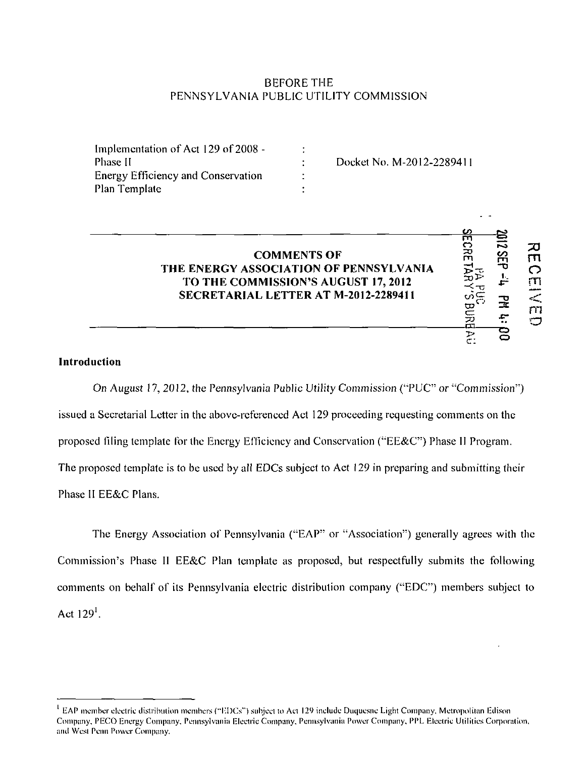BEFORE THE
PENNSYLVANIA PUBLIC UTILITY COMMISSION

| | | |
|---|---|---|
| Implementation of Act 129 of 2008 - | : | |
| Phase II | : | Docket No. M-2012-2289411 |
| Energy Efficiency and Conservation | : | |
| Plan Template | : | |

**COMMENTS OF**
**THE ENERGY ASSOCIATION OF PENNSYLVANIA**
**TO THE COMMISSION'S AUGUST 17, 2012**
**SECRETARIAL LETTER AT M-2012-2289411**

RECEIVED
2012 SEP -4 PM 4:00
PA PUC
SECRETARY'S BUREAU

## Introduction

On August 17, 2012, the Pennsylvania Public Utility Commission ("PUC" or "Commission") issued a Secretarial Letter in the above-referenced Act 129 proceeding requesting comments on the proposed filing template for the Energy Efficiency and Conservation ("EE&C") Phase II Program. The proposed template is to be used by all EDCs subject to Act 129 in preparing and submitting their Phase II EE&C Plans.

The Energy Association of Pennsylvania ("EAP" or "Association") generally agrees with the Commission's Phase II EE&C Plan template as proposed, but respectfully submits the following comments on behalf of its Pennsylvania electric distribution company ("EDC") members subject to Act 129[1].

---

[1] EAP member electric distribution members ("EDCs") subject to Act 129 include Duquesne Light Company, Metropolitan Edison Company, PECO Energy Company, Pennsylvania Electric Company, Pennsylvania Power Company, PPL Electric Utilities Corporation, and West Penn Power Company.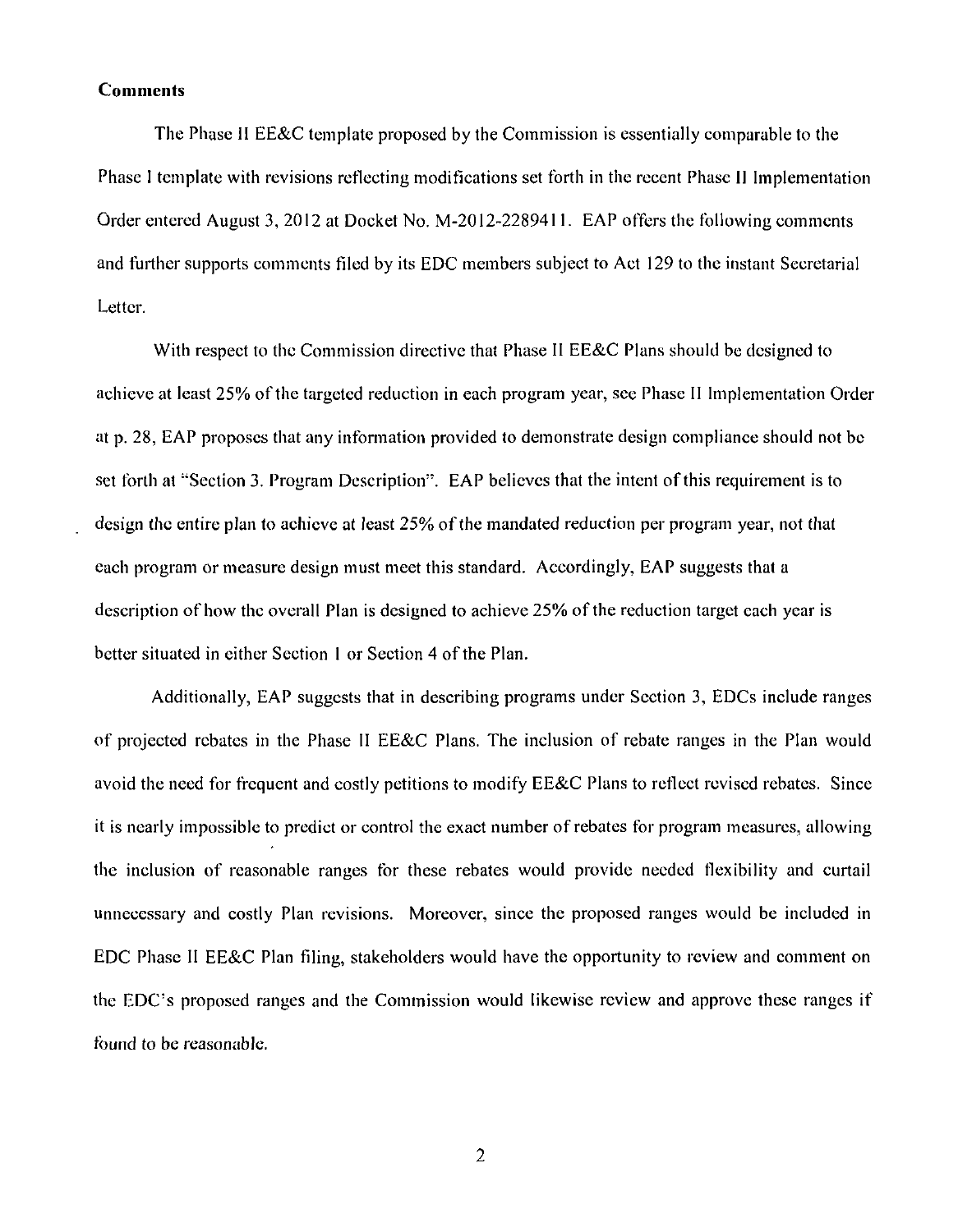**Comments**

The Phase II EE&C template proposed by the Commission is essentially comparable to the Phase I template with revisions reflecting modifications set forth in the recent Phase II Implementation Order entered August 3, 2012 at Docket No. M-2012-2289411. EAP offers the following comments and further supports comments filed by its EDC members subject to Act 129 to the instant Secretarial Letter.

With respect to the Commission directive that Phase II EE&C Plans should be designed to achieve at least 25% of the targeted reduction in each program year, see Phase II Implementation Order at p. 28, EAP proposes that any information provided to demonstrate design compliance should not be set forth at "Section 3. Program Description". EAP believes that the intent of this requirement is to design the entire plan to achieve at least 25% of the mandated reduction per program year, not that each program or measure design must meet this standard. Accordingly, EAP suggests that a description of how the overall Plan is designed to achieve 25% of the reduction target each year is better situated in either Section 1 or Section 4 of the Plan.

Additionally, EAP suggests that in describing programs under Section 3, EDCs include ranges of projected rebates in the Phase II EE&C Plans. The inclusion of rebate ranges in the Plan would avoid the need for frequent and costly petitions to modify EE&C Plans to reflect revised rebates. Since it is nearly impossible to predict or control the exact number of rebates for program measures, allowing the inclusion of reasonable ranges for these rebates would provide needed flexibility and curtail unnecessary and costly Plan revisions. Moreover, since the proposed ranges would be included in EDC Phase II EE&C Plan filing, stakeholders would have the opportunity to review and comment on the EDC's proposed ranges and the Commission would likewise review and approve these ranges if found to be reasonable.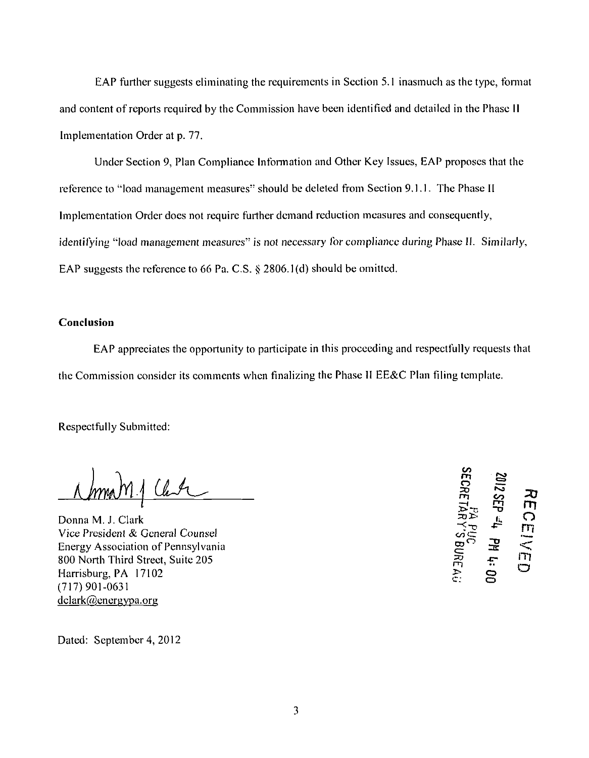EAP further suggests eliminating the requirements in Section 5.1 inasmuch as the type, format and content of reports required by the Commission have been identified and detailed in the Phase II Implementation Order at p. 77.

Under Section 9, Plan Compliance Information and Other Key Issues, EAP proposes that the reference to "load management measures" should be deleted from Section 9.1.1. The Phase II Implementation Order does not require further demand reduction measures and consequently, identifying "load management measures" is not necessary for compliance during Phase II. Similarly, EAP suggests the reference to 66 Pa. C.S. § 2806.1(d) should be omitted.

**Conclusion**

EAP appreciates the opportunity to participate in this proceeding and respectfully requests that the Commission consider its comments when finalizing the Phase II EE&C Plan filing template.

Respectfully Submitted:

Donna M. J. Clark
Vice President & General Counsel
Energy Association of Pennsylvania
800 North Third Street, Suite 205
Harrisburg, PA 17102
(717) 901-0631
dclark@energypa.org

RECEIVED
2012 SEP -4 PM 4:00
PA PUC
SECRETARY'S BUREAU

Dated: September 4, 2012